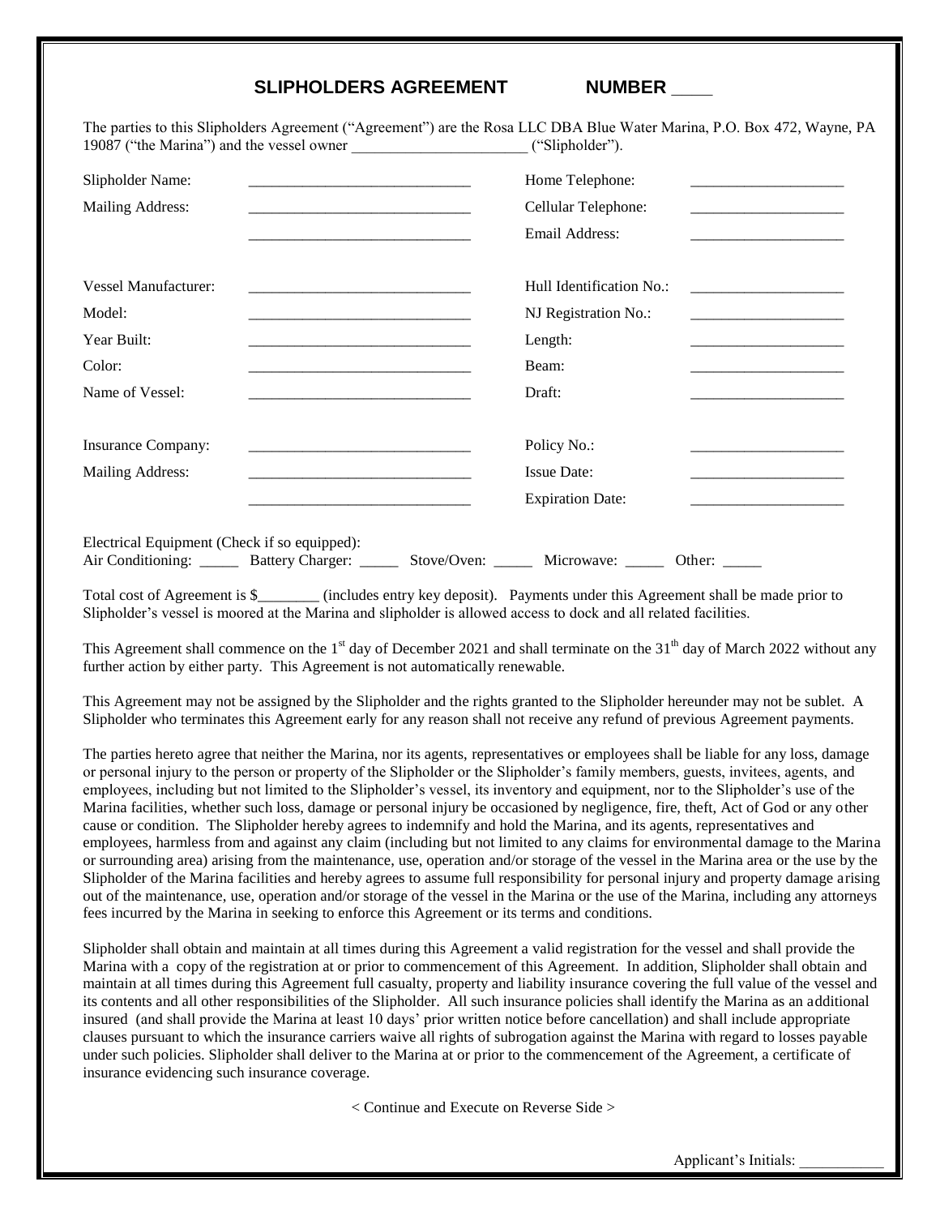## SLIPHOLDERS AGREEMENT NUMBER \_\_\_\_

The parties to this Slipholders Agreement ("Agreement") are the Rosa LLC DBA Blue Water Marina, P.O. Box 472, Wayne, PA 19087 ("the Marina") and the vessel owner \_\_\_\_\_\_\_\_\_\_\_\_\_\_\_\_\_\_\_\_\_\_\_ ("Slipholder").

| | | | |
|---|---|---|---|
| Slipholder Name: | \_\_\_\_\_\_\_\_\_\_\_\_\_\_\_\_\_\_\_\_\_\_\_\_\_\_\_\_\_ | Home Telephone: | \_\_\_\_\_\_\_\_\_\_\_\_\_\_\_\_\_\_\_\_ |
| Mailing Address: | \_\_\_\_\_\_\_\_\_\_\_\_\_\_\_\_\_\_\_\_\_\_\_\_\_\_\_\_\_ | Cellular Telephone: | \_\_\_\_\_\_\_\_\_\_\_\_\_\_\_\_\_\_\_\_ |
| | \_\_\_\_\_\_\_\_\_\_\_\_\_\_\_\_\_\_\_\_\_\_\_\_\_\_\_\_\_ | Email Address: | \_\_\_\_\_\_\_\_\_\_\_\_\_\_\_\_\_\_\_\_ |
| Vessel Manufacturer: | \_\_\_\_\_\_\_\_\_\_\_\_\_\_\_\_\_\_\_\_\_\_\_\_\_\_\_\_\_ | Hull Identification No.: | \_\_\_\_\_\_\_\_\_\_\_\_\_\_\_\_\_\_\_\_ |
| Model: | \_\_\_\_\_\_\_\_\_\_\_\_\_\_\_\_\_\_\_\_\_\_\_\_\_\_\_\_\_ | NJ Registration No.: | \_\_\_\_\_\_\_\_\_\_\_\_\_\_\_\_\_\_\_\_ |
| Year Built: | \_\_\_\_\_\_\_\_\_\_\_\_\_\_\_\_\_\_\_\_\_\_\_\_\_\_\_\_\_ | Length: | \_\_\_\_\_\_\_\_\_\_\_\_\_\_\_\_\_\_\_\_ |
| Color: | \_\_\_\_\_\_\_\_\_\_\_\_\_\_\_\_\_\_\_\_\_\_\_\_\_\_\_\_\_ | Beam: | \_\_\_\_\_\_\_\_\_\_\_\_\_\_\_\_\_\_\_\_ |
| Name of Vessel: | \_\_\_\_\_\_\_\_\_\_\_\_\_\_\_\_\_\_\_\_\_\_\_\_\_\_\_\_\_ | Draft: | \_\_\_\_\_\_\_\_\_\_\_\_\_\_\_\_\_\_\_\_ |
| Insurance Company: | \_\_\_\_\_\_\_\_\_\_\_\_\_\_\_\_\_\_\_\_\_\_\_\_\_\_\_\_\_ | Policy No.: | \_\_\_\_\_\_\_\_\_\_\_\_\_\_\_\_\_\_\_\_ |
| Mailing Address: | \_\_\_\_\_\_\_\_\_\_\_\_\_\_\_\_\_\_\_\_\_\_\_\_\_\_\_\_\_ | Issue Date: | \_\_\_\_\_\_\_\_\_\_\_\_\_\_\_\_\_\_\_\_ |
| | \_\_\_\_\_\_\_\_\_\_\_\_\_\_\_\_\_\_\_\_\_\_\_\_\_\_\_\_\_ | Expiration Date: | \_\_\_\_\_\_\_\_\_\_\_\_\_\_\_\_\_\_\_\_ |

Electrical Equipment (Check if so equipped):
Air Conditioning: \_\_\_\_\_ Battery Charger: \_\_\_\_\_ Stove/Oven: \_\_\_\_\_ Microwave: \_\_\_\_\_ Other: \_\_\_\_\_

Total cost of Agreement is $\_\_\_\_\_\_\_\_ (includes entry key deposit). Payments under this Agreement shall be made prior to Slipholder's vessel is moored at the Marina and slipholder is allowed access to dock and all related facilities.

This Agreement shall commence on the 1st day of December 2021 and shall terminate on the 31th day of March 2022 without any further action by either party. This Agreement is not automatically renewable.

This Agreement may not be assigned by the Slipholder and the rights granted to the Slipholder hereunder may not be sublet. A Slipholder who terminates this Agreement early for any reason shall not receive any refund of previous Agreement payments.

The parties hereto agree that neither the Marina, nor its agents, representatives or employees shall be liable for any loss, damage or personal injury to the person or property of the Slipholder or the Slipholder's family members, guests, invitees, agents, and employees, including but not limited to the Slipholder's vessel, its inventory and equipment, nor to the Slipholder's use of the Marina facilities, whether such loss, damage or personal injury be occasioned by negligence, fire, theft, Act of God or any other cause or condition. The Slipholder hereby agrees to indemnify and hold the Marina, and its agents, representatives and employees, harmless from and against any claim (including but not limited to any claims for environmental damage to the Marina or surrounding area) arising from the maintenance, use, operation and/or storage of the vessel in the Marina area or the use by the Slipholder of the Marina facilities and hereby agrees to assume full responsibility for personal injury and property damage arising out of the maintenance, use, operation and/or storage of the vessel in the Marina or the use of the Marina, including any attorneys fees incurred by the Marina in seeking to enforce this Agreement or its terms and conditions.

Slipholder shall obtain and maintain at all times during this Agreement a valid registration for the vessel and shall provide the Marina with a copy of the registration at or prior to commencement of this Agreement. In addition, Slipholder shall obtain and maintain at all times during this Agreement full casualty, property and liability insurance covering the full value of the vessel and its contents and all other responsibilities of the Slipholder. All such insurance policies shall identify the Marina as an additional insured (and shall provide the Marina at least 10 days' prior written notice before cancellation) and shall include appropriate clauses pursuant to which the insurance carriers waive all rights of subrogation against the Marina with regard to losses payable under such policies. Slipholder shall deliver to the Marina at or prior to the commencement of the Agreement, a certificate of insurance evidencing such insurance coverage.

< Continue and Execute on Reverse Side >

Applicant's Initials: \_\_\_\_\_\_\_\_\_\_\_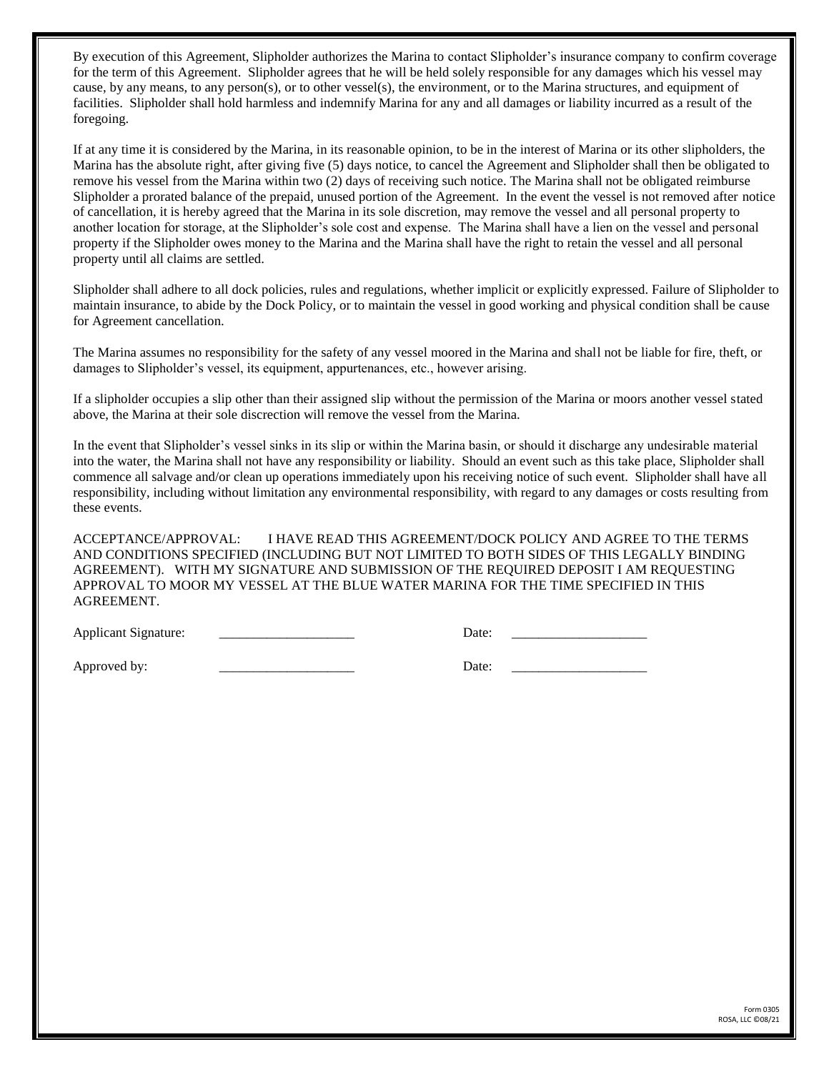By execution of this Agreement, Slipholder authorizes the Marina to contact Slipholder's insurance company to confirm coverage for the term of this Agreement. Slipholder agrees that he will be held solely responsible for any damages which his vessel may cause, by any means, to any person(s), or to other vessel(s), the environment, or to the Marina structures, and equipment of facilities. Slipholder shall hold harmless and indemnify Marina for any and all damages or liability incurred as a result of the foregoing.

If at any time it is considered by the Marina, in its reasonable opinion, to be in the interest of Marina or its other slipholders, the Marina has the absolute right, after giving five (5) days notice, to cancel the Agreement and Slipholder shall then be obligated to remove his vessel from the Marina within two (2) days of receiving such notice. The Marina shall not be obligated reimburse Slipholder a prorated balance of the prepaid, unused portion of the Agreement. In the event the vessel is not removed after notice of cancellation, it is hereby agreed that the Marina in its sole discretion, may remove the vessel and all personal property to another location for storage, at the Slipholder's sole cost and expense. The Marina shall have a lien on the vessel and personal property if the Slipholder owes money to the Marina and the Marina shall have the right to retain the vessel and all personal property until all claims are settled.

Slipholder shall adhere to all dock policies, rules and regulations, whether implicit or explicitly expressed. Failure of Slipholder to maintain insurance, to abide by the Dock Policy, or to maintain the vessel in good working and physical condition shall be cause for Agreement cancellation.

The Marina assumes no responsibility for the safety of any vessel moored in the Marina and shall not be liable for fire, theft, or damages to Slipholder's vessel, its equipment, appurtenances, etc., however arising.

If a slipholder occupies a slip other than their assigned slip without the permission of the Marina or moors another vessel stated above, the Marina at their sole discrection will remove the vessel from the Marina.

In the event that Slipholder's vessel sinks in its slip or within the Marina basin, or should it discharge any undesirable material into the water, the Marina shall not have any responsibility or liability. Should an event such as this take place, Slipholder shall commence all salvage and/or clean up operations immediately upon his receiving notice of such event. Slipholder shall have all responsibility, including without limitation any environmental responsibility, with regard to any damages or costs resulting from these events.

ACCEPTANCE/APPROVAL: I HAVE READ THIS AGREEMENT/DOCK POLICY AND AGREE TO THE TERMS AND CONDITIONS SPECIFIED (INCLUDING BUT NOT LIMITED TO BOTH SIDES OF THIS LEGALLY BINDING AGREEMENT). WITH MY SIGNATURE AND SUBMISSION OF THE REQUIRED DEPOSIT I AM REQUESTING APPROVAL TO MOOR MY VESSEL AT THE BLUE WATER MARINA FOR THE TIME SPECIFIED IN THIS AGREEMENT.

Applicant Signature: ____________________ Date: ____________________

Approved by: ____________________ Date: ____________________

Form 0305
ROSA, LLC ©08/21